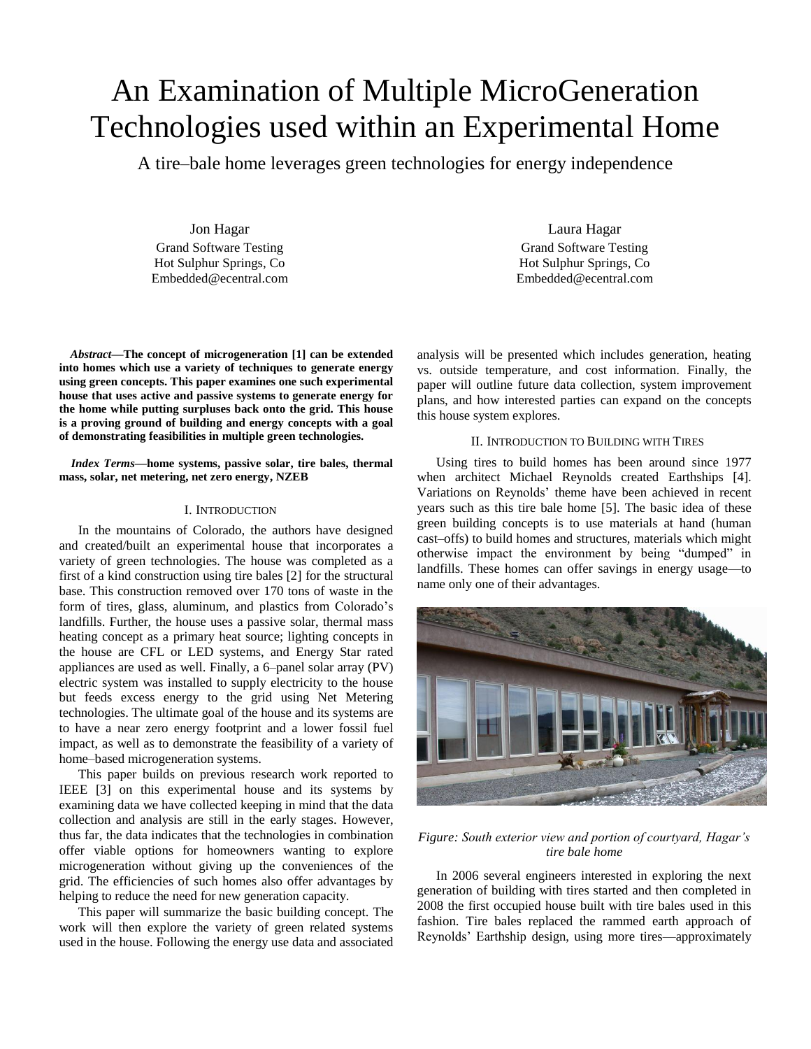# An Examination of Multiple MicroGeneration Technologies used within an Experimental Home

A tire–bale home leverages green technologies for energy independence

Jon Hagar
Grand Software Testing
Hot Sulphur Springs, Co
Embedded@ecentral.com

Laura Hagar
Grand Software Testing
Hot Sulphur Springs, Co
Embedded@ecentral.com

***Abstract*—The concept of microgeneration [1] can be extended into homes which use a variety of techniques to generate energy using green concepts. This paper examines one such experimental house that uses active and passive systems to generate energy for the home while putting surpluses back onto the grid. This house is a proving ground of building and energy concepts with a goal of demonstrating feasibilities in multiple green technologies.**

***Index Terms*—home systems, passive solar, tire bales, thermal mass, solar, net metering, net zero energy, NZEB**

## I. Introduction

In the mountains of Colorado, the authors have designed and created/built an experimental house that incorporates a variety of green technologies. The house was completed as a first of a kind construction using tire bales [2] for the structural base. This construction removed over 170 tons of waste in the form of tires, glass, aluminum, and plastics from Colorado's landfills. Further, the house uses a passive solar, thermal mass heating concept as a primary heat source; lighting concepts in the house are CFL or LED systems, and Energy Star rated appliances are used as well. Finally, a 6–panel solar array (PV) electric system was installed to supply electricity to the house but feeds excess energy to the grid using Net Metering technologies. The ultimate goal of the house and its systems are to have a near zero energy footprint and a lower fossil fuel impact, as well as to demonstrate the feasibility of a variety of home–based microgeneration systems.

This paper builds on previous research work reported to IEEE [3] on this experimental house and its systems by examining data we have collected keeping in mind that the data collection and analysis are still in the early stages. However, thus far, the data indicates that the technologies in combination offer viable options for homeowners wanting to explore microgeneration without giving up the conveniences of the grid. The efficiencies of such homes also offer advantages by helping to reduce the need for new generation capacity.

This paper will summarize the basic building concept. The work will then explore the variety of green related systems used in the house. Following the energy use data and associated analysis will be presented which includes generation, heating vs. outside temperature, and cost information. Finally, the paper will outline future data collection, system improvement plans, and how interested parties can expand on the concepts this house system explores.

## II. Introduction to Building with Tires

Using tires to build homes has been around since 1977 when architect Michael Reynolds created Earthships [4]. Variations on Reynolds' theme have been achieved in recent years such as this tire bale home [5]. The basic idea of these green building concepts is to use materials at hand (human cast–offs) to build homes and structures, materials which might otherwise impact the environment by being "dumped" in landfills. These homes can offer savings in energy usage—to name only one of their advantages.

*Figure: South exterior view and portion of courtyard, Hagar's tire bale home*

In 2006 several engineers interested in exploring the next generation of building with tires started and then completed in 2008 the first occupied house built with tire bales used in this fashion. Tire bales replaced the rammed earth approach of Reynolds' Earthship design, using more tires—approximately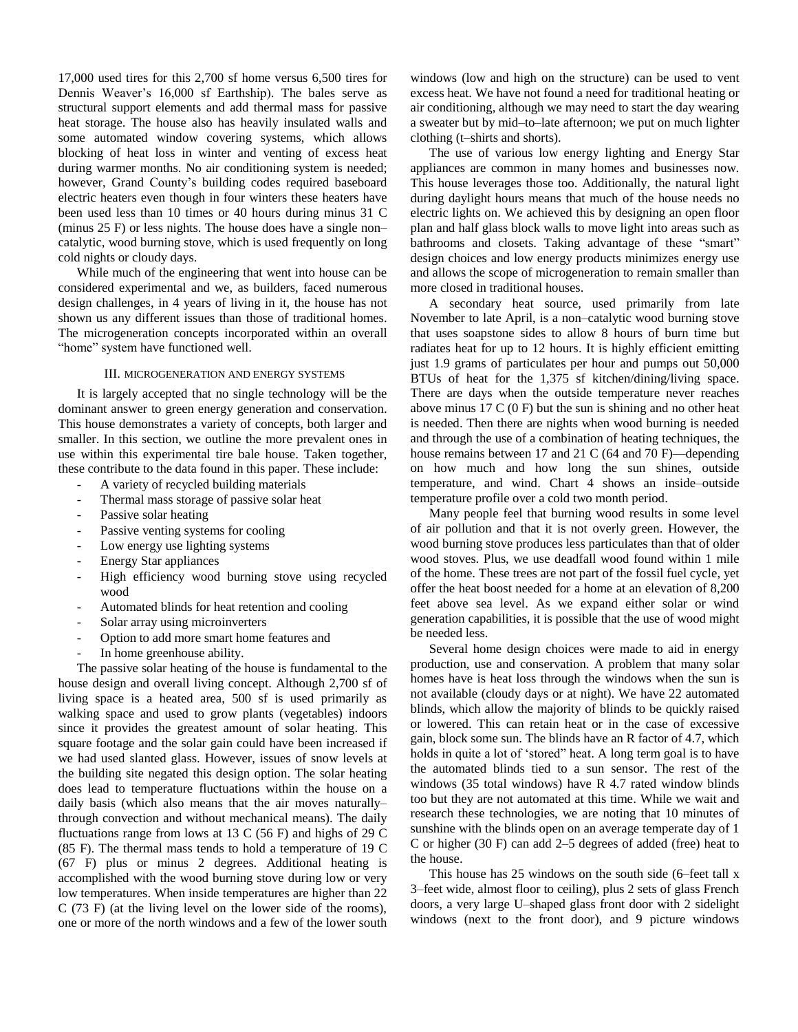17,000 used tires for this 2,700 sf home versus 6,500 tires for Dennis Weaver's 16,000 sf Earthship). The bales serve as structural support elements and add thermal mass for passive heat storage. The house also has heavily insulated walls and some automated window covering systems, which allows blocking of heat loss in winter and venting of excess heat during warmer months. No air conditioning system is needed; however, Grand County's building codes required baseboard electric heaters even though in four winters these heaters have been used less than 10 times or 40 hours during minus 31 C (minus 25 F) or less nights. The house does have a single non–catalytic, wood burning stove, which is used frequently on long cold nights or cloudy days.

While much of the engineering that went into house can be considered experimental and we, as builders, faced numerous design challenges, in 4 years of living in it, the house has not shown us any different issues than those of traditional homes. The microgeneration concepts incorporated within an overall "home" system have functioned well.

## III. Microgeneration and Energy Systems

It is largely accepted that no single technology will be the dominant answer to green energy generation and conservation. This house demonstrates a variety of concepts, both larger and smaller. In this section, we outline the more prevalent ones in use within this experimental tire bale house. Taken together, these contribute to the data found in this paper. These include:

- A variety of recycled building materials
- Thermal mass storage of passive solar heat
- Passive solar heating
- Passive venting systems for cooling
- Low energy use lighting systems
- Energy Star appliances
- High efficiency wood burning stove using recycled wood
- Automated blinds for heat retention and cooling
- Solar array using microinverters
- Option to add more smart home features and
- In home greenhouse ability.

The passive solar heating of the house is fundamental to the house design and overall living concept. Although 2,700 sf of living space is a heated area, 500 sf is used primarily as walking space and used to grow plants (vegetables) indoors since it provides the greatest amount of solar heating. This square footage and the solar gain could have been increased if we had used slanted glass. However, issues of snow levels at the building site negated this design option. The solar heating does lead to temperature fluctuations within the house on a daily basis (which also means that the air moves naturally–through convection and without mechanical means). The daily fluctuations range from lows at 13 C (56 F) and highs of 29 C (85 F). The thermal mass tends to hold a temperature of 19 C (67 F) plus or minus 2 degrees. Additional heating is accomplished with the wood burning stove during low or very low temperatures. When inside temperatures are higher than 22 C (73 F) (at the living level on the lower side of the rooms), one or more of the north windows and a few of the lower south windows (low and high on the structure) can be used to vent excess heat. We have not found a need for traditional heating or air conditioning, although we may need to start the day wearing a sweater but by mid–to–late afternoon; we put on much lighter clothing (t–shirts and shorts).

The use of various low energy lighting and Energy Star appliances are common in many homes and businesses now. This house leverages those too. Additionally, the natural light during daylight hours means that much of the house needs no electric lights on. We achieved this by designing an open floor plan and half glass block walls to move light into areas such as bathrooms and closets. Taking advantage of these "smart" design choices and low energy products minimizes energy use and allows the scope of microgeneration to remain smaller than more closed in traditional houses.

A secondary heat source, used primarily from late November to late April, is a non–catalytic wood burning stove that uses soapstone sides to allow 8 hours of burn time but radiates heat for up to 12 hours. It is highly efficient emitting just 1.9 grams of particulates per hour and pumps out 50,000 BTUs of heat for the 1,375 sf kitchen/dining/living space. There are days when the outside temperature never reaches above minus 17 C (0 F) but the sun is shining and no other heat is needed. Then there are nights when wood burning is needed and through the use of a combination of heating techniques, the house remains between 17 and 21 C (64 and 70 F)—depending on how much and how long the sun shines, outside temperature, and wind. Chart 4 shows an inside–outside temperature profile over a cold two month period.

Many people feel that burning wood results in some level of air pollution and that it is not overly green. However, the wood burning stove produces less particulates than that of older wood stoves. Plus, we use deadfall wood found within 1 mile of the home. These trees are not part of the fossil fuel cycle, yet offer the heat boost needed for a home at an elevation of 8,200 feet above sea level. As we expand either solar or wind generation capabilities, it is possible that the use of wood might be needed less.

Several home design choices were made to aid in energy production, use and conservation. A problem that many solar homes have is heat loss through the windows when the sun is not available (cloudy days or at night). We have 22 automated blinds, which allow the majority of blinds to be quickly raised or lowered. This can retain heat or in the case of excessive gain, block some sun. The blinds have an R factor of 4.7, which holds in quite a lot of 'stored' heat. A long term goal is to have the automated blinds tied to a sun sensor. The rest of the windows (35 total windows) have R 4.7 rated window blinds too but they are not automated at this time. While we wait and research these technologies, we are noting that 10 minutes of sunshine with the blinds open on an average temperate day of 1 C or higher (30 F) can add 2–5 degrees of added (free) heat to the house.

This house has 25 windows on the south side (6–feet tall x 3–feet wide, almost floor to ceiling), plus 2 sets of glass French doors, a very large U–shaped glass front door with 2 sidelight windows (next to the front door), and 9 picture windows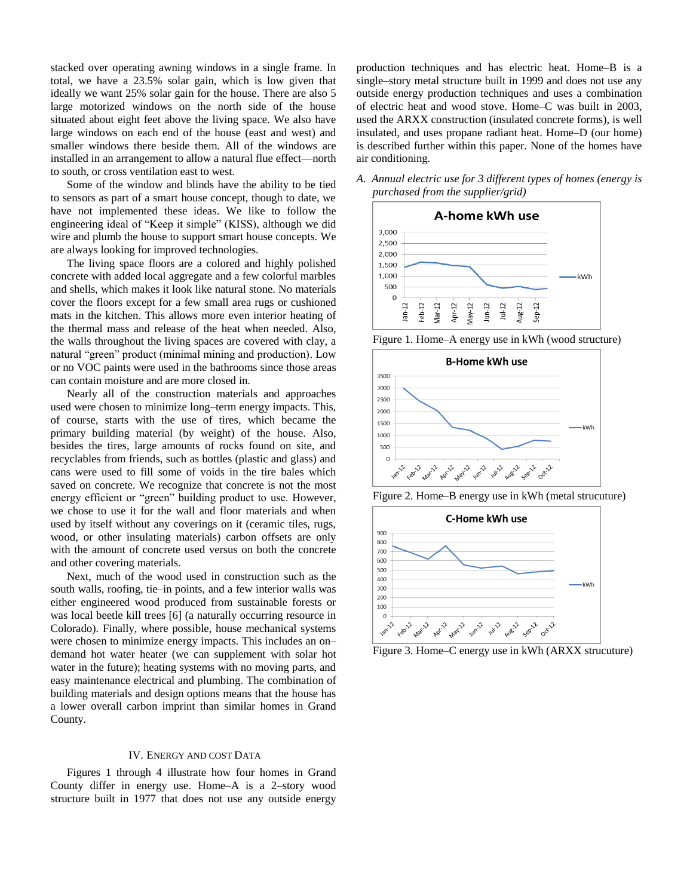stacked over operating awning windows in a single frame. In total, we have a 23.5% solar gain, which is low given that ideally we want 25% solar gain for the house. There are also 5 large motorized windows on the north side of the house situated about eight feet above the living space. We also have large windows on each end of the house (east and west) and smaller windows there beside them. All of the windows are installed in an arrangement to allow a natural flue effect—north to south, or cross ventilation east to west.

Some of the window and blinds have the ability to be tied to sensors as part of a smart house concept, though to date, we have not implemented these ideas. We like to follow the engineering ideal of "Keep it simple" (KISS), although we did wire and plumb the house to support smart house concepts. We are always looking for improved technologies.

The living space floors are a colored and highly polished concrete with added local aggregate and a few colorful marbles and shells, which makes it look like natural stone. No materials cover the floors except for a few small area rugs or cushioned mats in the kitchen. This allows more even interior heating of the thermal mass and release of the heat when needed. Also, the walls throughout the living spaces are covered with clay, a natural "green" product (minimal mining and production). Low or no VOC paints were used in the bathrooms since those areas can contain moisture and are more closed in.

Nearly all of the construction materials and approaches used were chosen to minimize long–term energy impacts. This, of course, starts with the use of tires, which became the primary building material (by weight) of the house. Also, besides the tires, large amounts of rocks found on site, and recyclables from friends, such as bottles (plastic and glass) and cans were used to fill some of voids in the tire bales which saved on concrete. We recognize that concrete is not the most energy efficient or "green" building product to use. However, we chose to use it for the wall and floor materials and when used by itself without any coverings on it (ceramic tiles, rugs, wood, or other insulating materials) carbon offsets are only with the amount of concrete used versus on both the concrete and other covering materials.

Next, much of the wood used in construction such as the south walls, roofing, tie–in points, and a few interior walls was either engineered wood produced from sustainable forests or was local beetle kill trees [6] (a naturally occurring resource in Colorado). Finally, where possible, house mechanical systems were chosen to minimize energy impacts. This includes an on–demand hot water heater (we can supplement with solar hot water in the future); heating systems with no moving parts, and easy maintenance electrical and plumbing. The combination of building materials and design options means that the house has a lower overall carbon imprint than similar homes in Grand County.

## IV. Energy and Cost Data

Figures 1 through 4 illustrate how four homes in Grand County differ in energy use. Home–A is a 2–story wood structure built in 1977 that does not use any outside energy production techniques and has electric heat. Home–B is a single–story metal structure built in 1999 and does not use any outside energy production techniques and uses a combination of electric heat and wood stove. Home–C was built in 2003, used the ARXX construction (insulated concrete forms), is well insulated, and uses propane radiant heat. Home–D (our home) is described further within this paper. None of the homes have air conditioning.

### *A. Annual electric use for 3 different types of homes (energy is purchased from the supplier/grid)*

Figure 1. Home–A energy use in kWh (wood structure)

Figure 2. Home–B energy use in kWh (metal strucuture)

Figure 3. Home–C energy use in kWh (ARXX strucuture)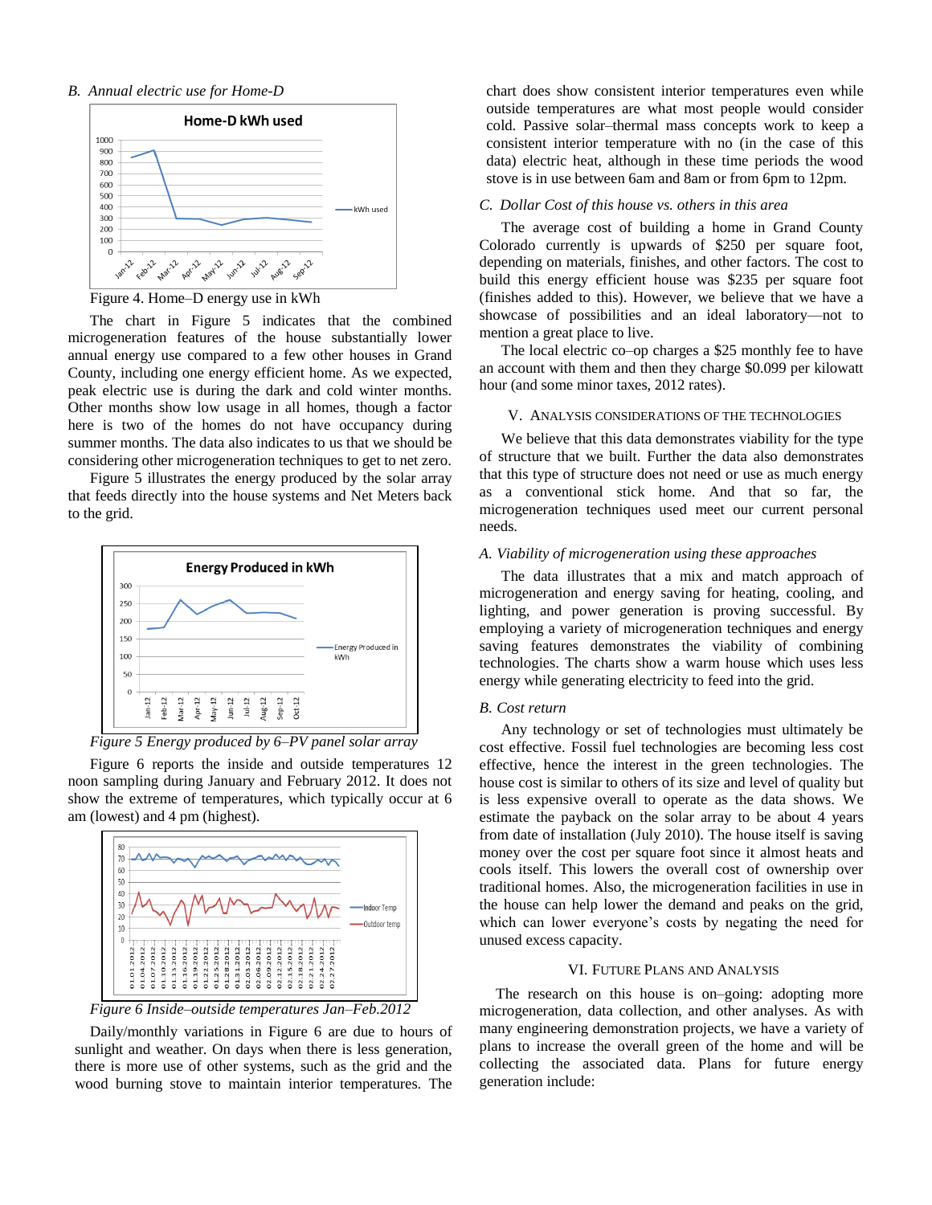### B. *Annual electric use for Home-D*

Figure 4. Home–D energy use in kWh

The chart in Figure 5 indicates that the combined microgeneration features of the house substantially lower annual energy use compared to a few other houses in Grand County, including one energy efficient home. As we expected, peak electric use is during the dark and cold winter months. Other months show low usage in all homes, though a factor here is two of the homes do not have occupancy during summer months. The data also indicates to us that we should be considering other microgeneration techniques to get to net zero. Figure 5 illustrates the energy produced by the solar array that feeds directly into the house systems and Net Meters back to the grid.

*Figure 5 Energy produced by 6–PV panel solar array*

Figure 6 reports the inside and outside temperatures 12 noon sampling during January and February 2012. It does not show the extreme of temperatures, which typically occur at 6 am (lowest) and 4 pm (highest).

*Figure 6 Inside–outside temperatures Jan–Feb.2012*

Daily/monthly variations in Figure 6 are due to hours of sunlight and weather. On days when there is less generation, there is more use of other systems, such as the grid and the wood burning stove to maintain interior temperatures. The chart does show consistent interior temperatures even while outside temperatures are what most people would consider cold. Passive solar–thermal mass concepts work to keep a consistent interior temperature with no (in the case of this data) electric heat, although in these time periods the wood stove is in use between 6am and 8am or from 6pm to 12pm.

### C. *Dollar Cost of this house vs. others in this area*

The average cost of building a home in Grand County Colorado currently is upwards of $250 per square foot, depending on materials, finishes, and other factors. The cost to build this energy efficient house was $235 per square foot (finishes added to this). However, we believe that we have a showcase of possibilities and an ideal laboratory—not to mention a great place to live.

The local electric co–op charges a $25 monthly fee to have an account with them and then they charge $0.099 per kilowatt hour (and some minor taxes, 2012 rates).

## V. Analysis Considerations of the Technologies

We believe that this data demonstrates viability for the type of structure that we built. Further the data also demonstrates that this type of structure does not need or use as much energy as a conventional stick home. And that so far, the microgeneration techniques used meet our current personal needs.

### A. *Viability of microgeneration using these approaches*

The data illustrates that a mix and match approach of microgeneration and energy saving for heating, cooling, and lighting, and power generation is proving successful. By employing a variety of microgeneration techniques and energy saving features demonstrates the viability of combining technologies. The charts show a warm house which uses less energy while generating electricity to feed into the grid.

### B. *Cost return*

Any technology or set of technologies must ultimately be cost effective. Fossil fuel technologies are becoming less cost effective, hence the interest in the green technologies. The house cost is similar to others of its size and level of quality but is less expensive overall to operate as the data shows. We estimate the payback on the solar array to be about 4 years from date of installation (July 2010). The house itself is saving money over the cost per square foot since it almost heats and cools itself. This lowers the overall cost of ownership over traditional homes. Also, the microgeneration facilities in use in the house can help lower the demand and peaks on the grid, which can lower everyone's costs by negating the need for unused excess capacity.

## VI. Future Plans and Analysis

The research on this house is on–going: adopting more microgeneration, data collection, and other analyses. As with many engineering demonstration projects, we have a variety of plans to increase the overall green of the home and will be collecting the associated data. Plans for future energy generation include: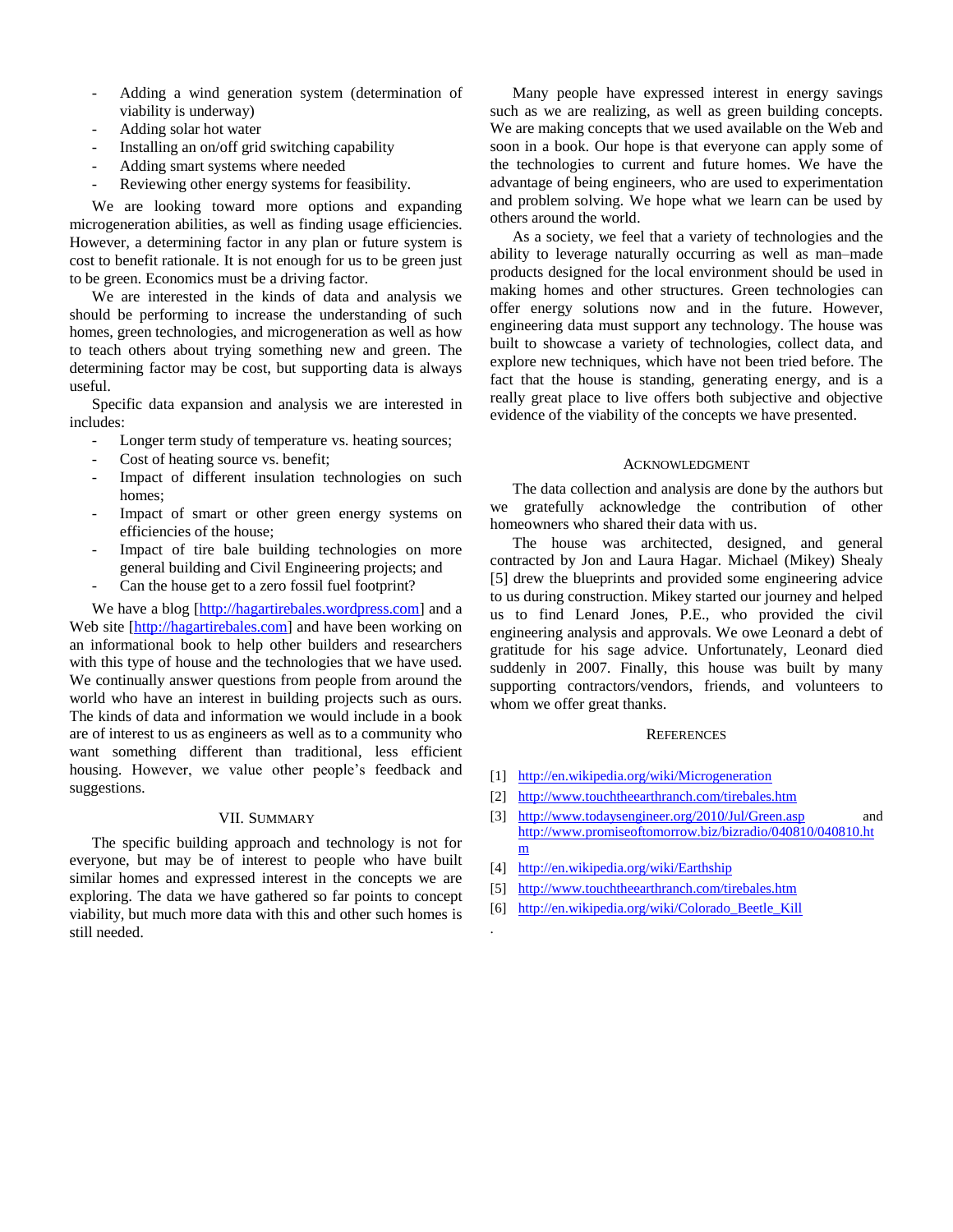- Adding a wind generation system (determination of viability is underway)
- Adding solar hot water
- Installing an on/off grid switching capability
- Adding smart systems where needed
- Reviewing other energy systems for feasibility.

We are looking toward more options and expanding microgeneration abilities, as well as finding usage efficiencies. However, a determining factor in any plan or future system is cost to benefit rationale. It is not enough for us to be green just to be green. Economics must be a driving factor.

We are interested in the kinds of data and analysis we should be performing to increase the understanding of such homes, green technologies, and microgeneration as well as how to teach others about trying something new and green. The determining factor may be cost, but supporting data is always useful.

Specific data expansion and analysis we are interested in includes:

- Longer term study of temperature vs. heating sources;
- Cost of heating source vs. benefit;
- Impact of different insulation technologies on such homes;
- Impact of smart or other green energy systems on efficiencies of the house;
- Impact of tire bale building technologies on more general building and Civil Engineering projects; and
- Can the house get to a zero fossil fuel footprint?

We have a blog [http://hagartirebales.wordpress.com] and a Web site [http://hagartirebales.com] and have been working on an informational book to help other builders and researchers with this type of house and the technologies that we have used. We continually answer questions from people from around the world who have an interest in building projects such as ours. The kinds of data and information we would include in a book are of interest to us as engineers as well as to a community who want something different than traditional, less efficient housing. However, we value other people's feedback and suggestions.

## VII. Summary

The specific building approach and technology is not for everyone, but may be of interest to people who have built similar homes and expressed interest in the concepts we are exploring. The data we have gathered so far points to concept viability, but much more data with this and other such homes is still needed.

Many people have expressed interest in energy savings such as we are realizing, as well as green building concepts. We are making concepts that we used available on the Web and soon in a book. Our hope is that everyone can apply some of the technologies to current and future homes. We have the advantage of being engineers, who are used to experimentation and problem solving. We hope what we learn can be used by others around the world.

As a society, we feel that a variety of technologies and the ability to leverage naturally occurring as well as man–made products designed for the local environment should be used in making homes and other structures. Green technologies can offer energy solutions now and in the future. However, engineering data must support any technology. The house was built to showcase a variety of technologies, collect data, and explore new techniques, which have not been tried before. The fact that the house is standing, generating energy, and is a really great place to live offers both subjective and objective evidence of the viability of the concepts we have presented.

## Acknowledgment

The data collection and analysis are done by the authors but we gratefully acknowledge the contribution of other homeowners who shared their data with us.

The house was architected, designed, and general contracted by Jon and Laura Hagar. Michael (Mikey) Shealy [5] drew the blueprints and provided some engineering advice to us during construction. Mikey started our journey and helped us to find Lenard Jones, P.E., who provided the civil engineering analysis and approvals. We owe Leonard a debt of gratitude for his sage advice. Unfortunately, Leonard died suddenly in 2007. Finally, this house was built by many supporting contractors/vendors, friends, and volunteers to whom we offer great thanks.

## References

[1] http://en.wikipedia.org/wiki/Microgeneration

[2] http://www.touchtheearthranch.com/tirebales.htm

[3] http://www.todaysengineer.org/2010/Jul/Green.asp and http://www.promiseoftomorrow.biz/bizradio/040810/040810.htm

[4] http://en.wikipedia.org/wiki/Earthship

[5] http://www.touchtheearthranch.com/tirebales.htm

[6] http://en.wikipedia.org/wiki/Colorado_Beetle_Kill